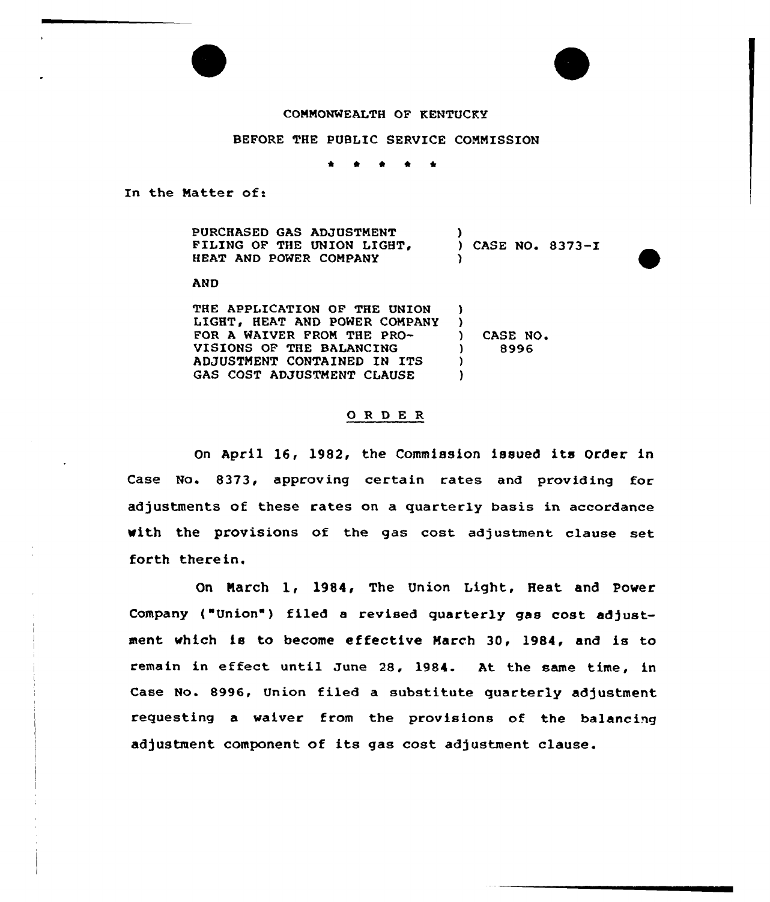COMMONWEALTH OF KENTUCKY

BEFORE THE PUBLIC SERVICE COMMISSION

\* \* \* \* \*

In the Matter of:

PURCHASED GAS ADJUSTMENT FILING OF THE UNION LIGHT, HEAT AND POWER COMPANY ) CASE NO. 8373-I

AND

THE APPLICATION OF THE UNION LIGHT, HEAT AND POWER COMPANY FOR A WAIVER FROM THE PROVISIONS OF THE BALANCING ADJUSTMENT CONTAINED IN ITS GAS COST ADJUSTMENT CLAUSE ) CASE NO. 8996

## O R D E R

On April 16, 1982, the Commission issued its Order in Case No. 8373, approving certain rates and providing for adjustments of these rates on a quarterly basis in accordance with the provisions of the gas cost adjustment clause set forth therein.

On March 1, 1984, The Union Light, Heat and Power Company ("Union") filed a revised quarterly gas cost adjustment which is to become effective March 30, 1984, and is to remain in effect until June 28, 1984. At the same time, in Case No. 8996, Union filed a substitute quarterly adjustment requesting a waiver from the provisions of the balancing adjustment component of its gas cost adjustment clause.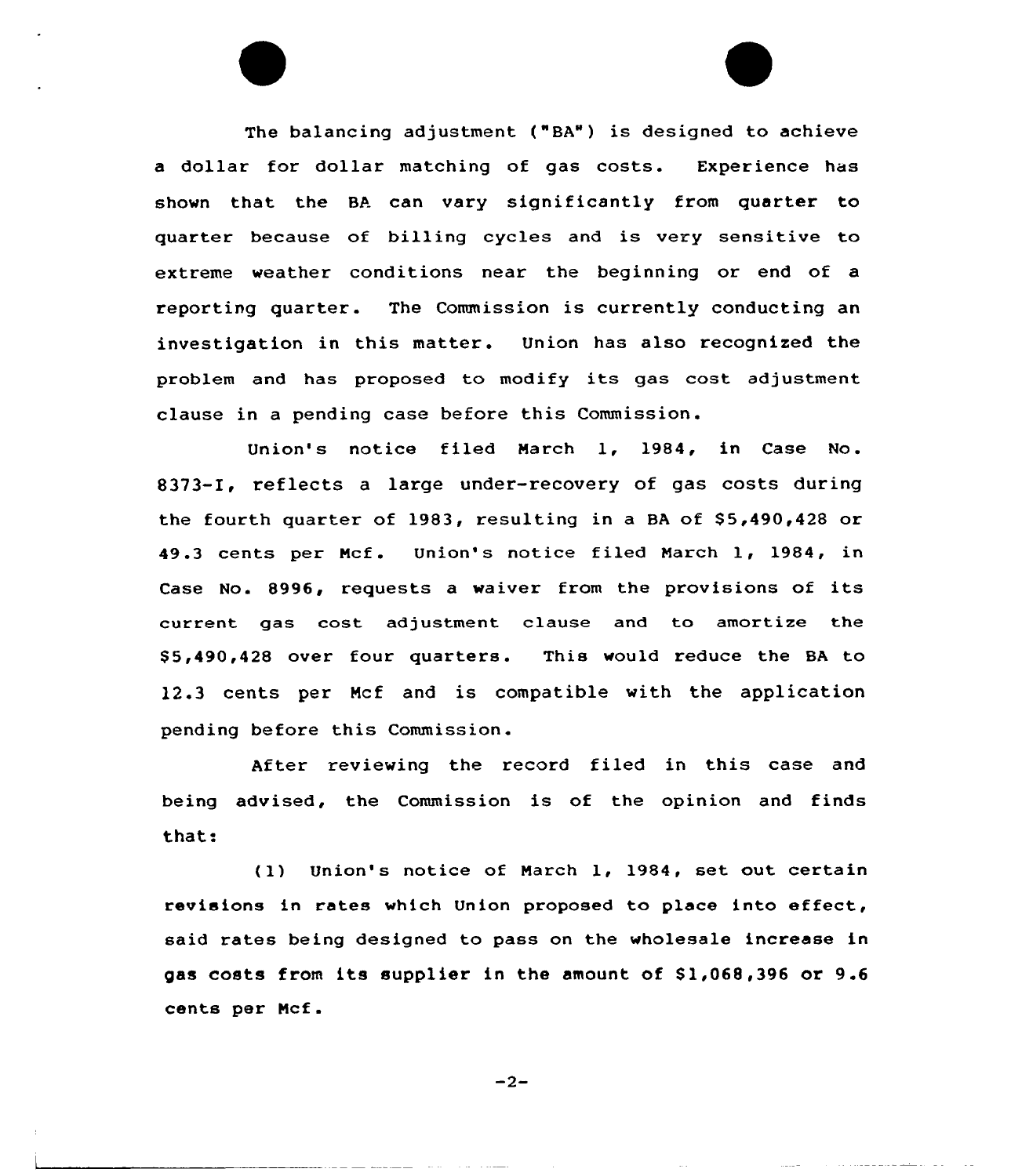The balancing adjustment ("BA") is designed to achieve a dollar for dollar matching of gas costs. Experience has shown that the BA can vary significantly from quarter to quarter because of billing cycles and is very sensitive to extreme weather conditions near the beginning or end of a reporting quarter. The Commission is currently conducting an investigation in this matter. Union has also recognized the problem and has proposed to modify its gas cost adjustment clause in a pending case before this Commission.

Union's notice filed March 1, 1984, in Case No. 8373-I, reflects a large under-recovery of gas costs during the fourth quarter of 1983, resulting in a BA of $5,490,428 or 49.3 cents per Mcf. Union's notice filed March 1, 1984, in Case No. 8996, requests a waiver from the provisions of its current gas cost adjustment clause and to amortize the $5,490,428 over four quarters. This would reduce the BA to 12.3 cents per Mcf and is compatible with the application pending before this Commission.

After reviewing the record filed in this case and being advised, the Commission is of the opinion and finds that:

(1) Union's notice of March 1, 1984, set out certain revisions in rates which Union proposed to place into effect, said rates being designed to pass on the wholesale increase in gas costs from its supplier in the amount of $1,068,396 or 9.6 cents per Mcf.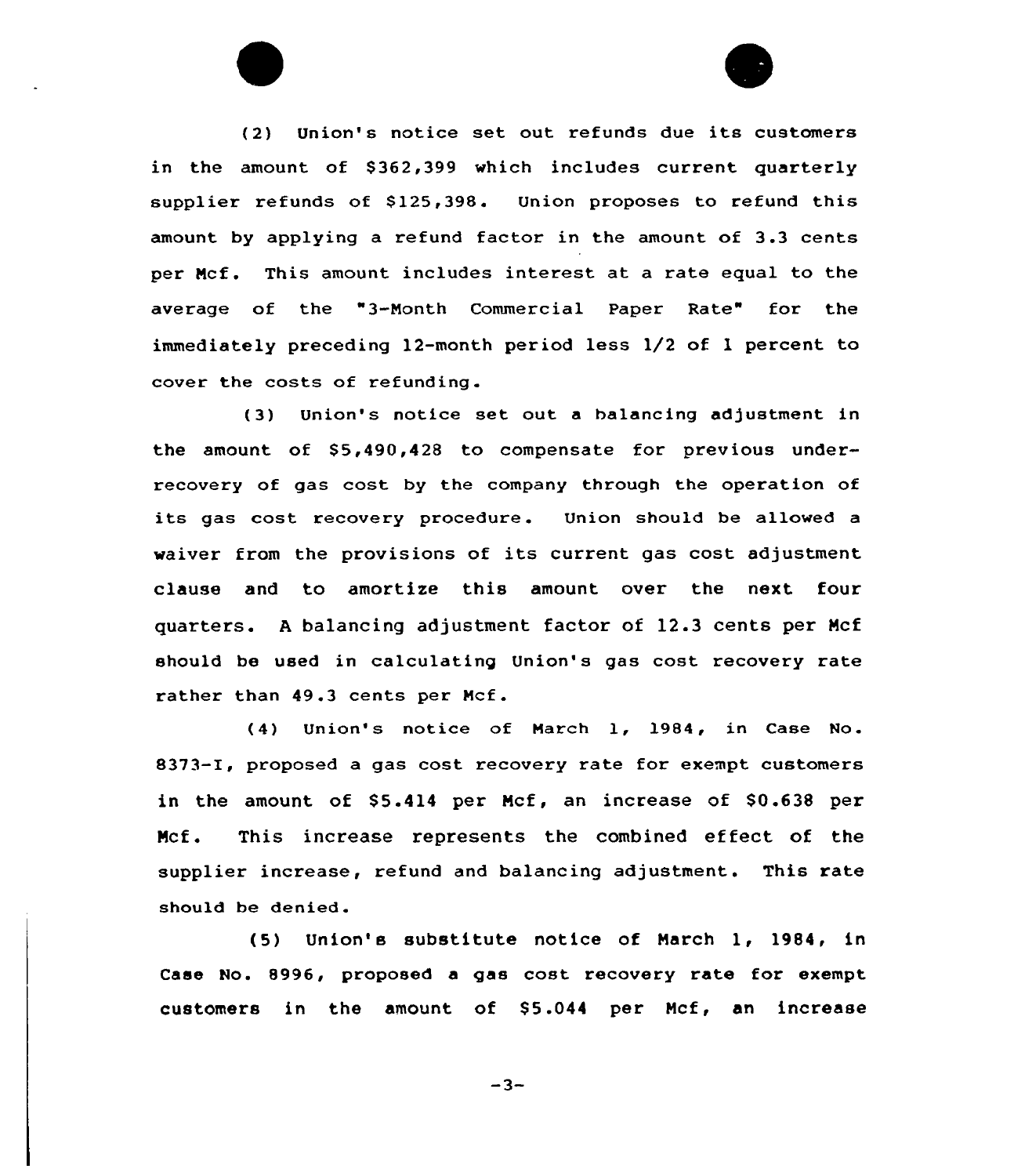(2) Union's notice set out refunds due its customers in the amount of $362,399 which includes current quarterly supplier refunds of $125,398. Union proposes to refund this amount by applying a refund factor in the amount of 3.3 cents per Mcf. This amount includes interest at a rate equal to the average of the "3-Month Commercial Paper Rate" for the immediately preceding 12-month period less 1/2 of 1 percent to cover the costs of refunding.

(3) Union's notice set out a balancing adjustment in the amount of $5,490,428 to compensate for previous under-recovery of gas cost by the company through the operation of its gas cost recovery procedure. Union should be allowed a waiver from the provisions of its current gas cost adjustment clause and to amortize this amount over the next four quarters. A balancing adjustment factor of 12.3 cents per Mcf should be used in calculating Union's gas cost recovery rate rather than 49.3 cents per Mcf.

(4) Union's notice of March 1, 1984, in Case No. 8373-I, proposed a gas cost recovery rate for exempt customers in the amount of $5.414 per Mcf, an increase of $0.638 per Mcf. This increase represents the combined effect of the supplier increase, refund and balancing adjustment. This rate should be denied.

(5) Union's substitute notice of March 1, 1984, in Case No. 8996, proposed a gas cost recovery rate for exempt customers in the amount of $5.044 per Mcf, an increase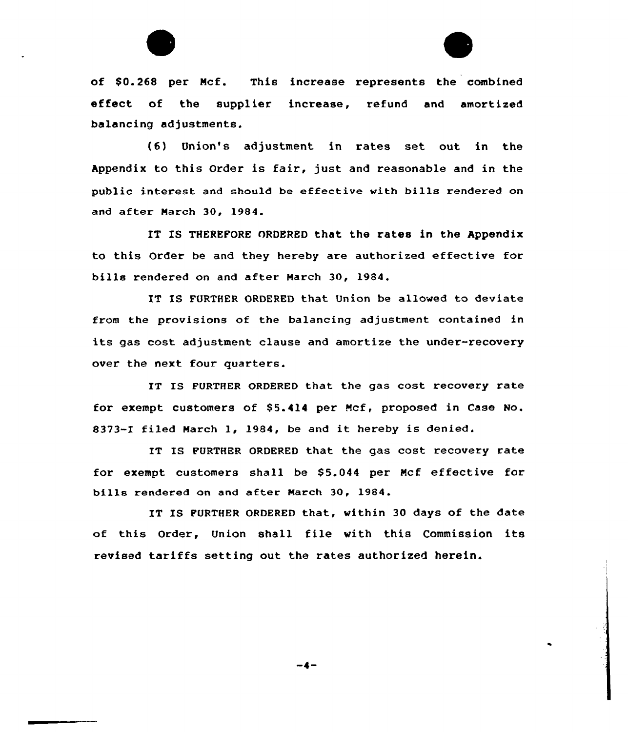of $0.268 per Mcf. This increase represents the combined effect of the supplier increase, refund and amortized balancing adjustments.

(6) Union's adjustment in rates set out in the Appendix to this Order is fair, just and reasonable and in the public interest and should be effective with bills rendered on and after March 30, 1984.

IT IS THEREFORE ORDERED that the rates in the Appendix to this Order be and they hereby are authorized effective for bills rendered on and after March 30, 1984.

IT IS FURTHER ORDERED that Union be allowed to deviate from the provisions of the balancing adjustment contained in its gas cost adjustment clause and amortize the under-recovery over the next four quarters.

IT IS FURTHER ORDERED that the gas cost recovery rate for exempt customers of $5.414 per Mcf, proposed in Case No. 8373-I filed March 1, 1984, be and it hereby is denied.

IT IS FURTHER ORDERED that the gas cost recovery rate for exempt customers shall be $5.044 per Mcf effective for bills rendered on and after March 30, 1984.

IT IS FURTHER ORDERED that, within 30 days of the date of this Order, Union shall file with this Commission its revised tariffs setting out the rates authorized herein.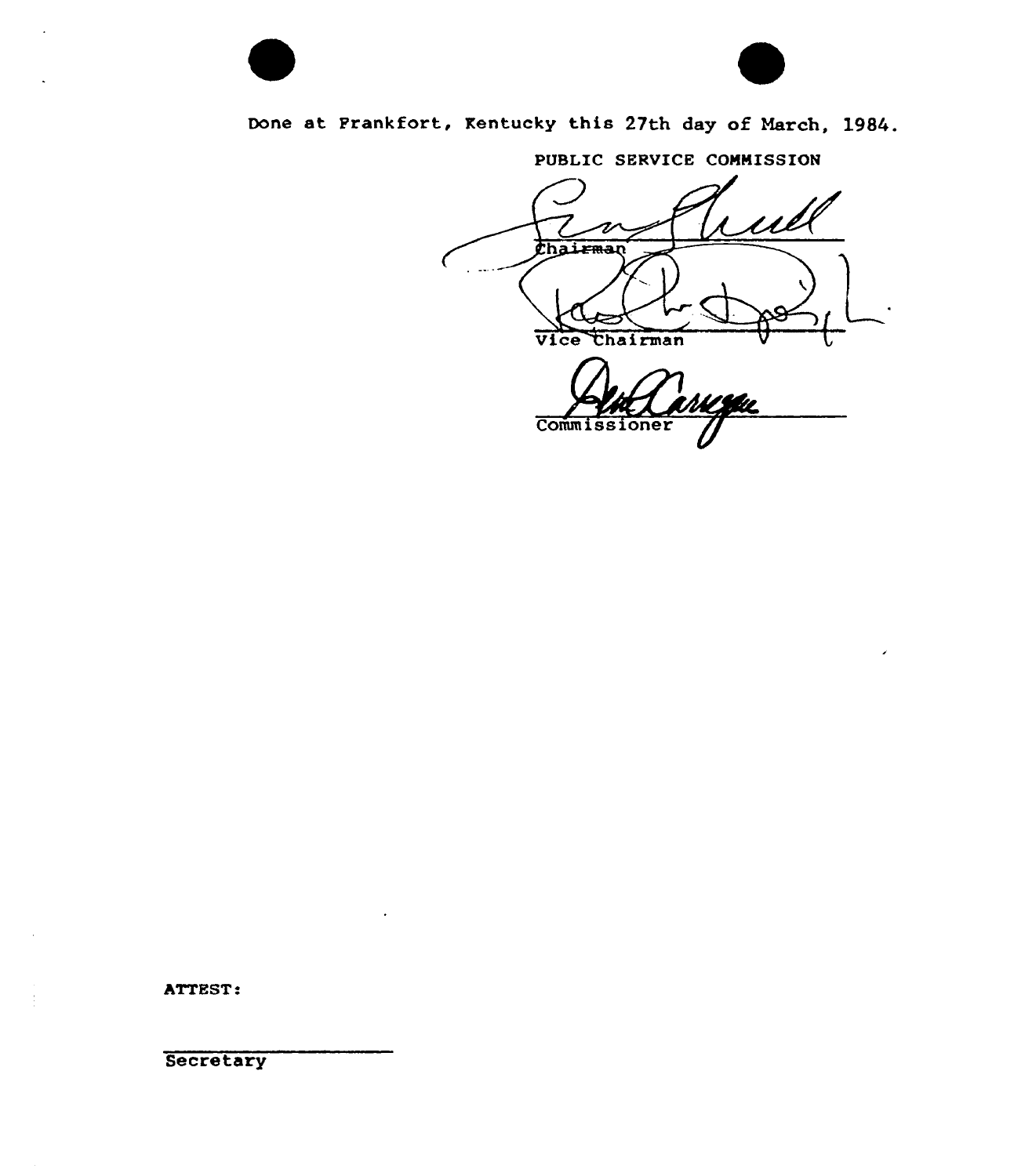Done at Frankfort, Kentucky this 27th day of March, 1984.

PUBLIC SERVICE COMMISSION

Chairman

Vice Chairman

Commissioner

ATTEST:

Secretary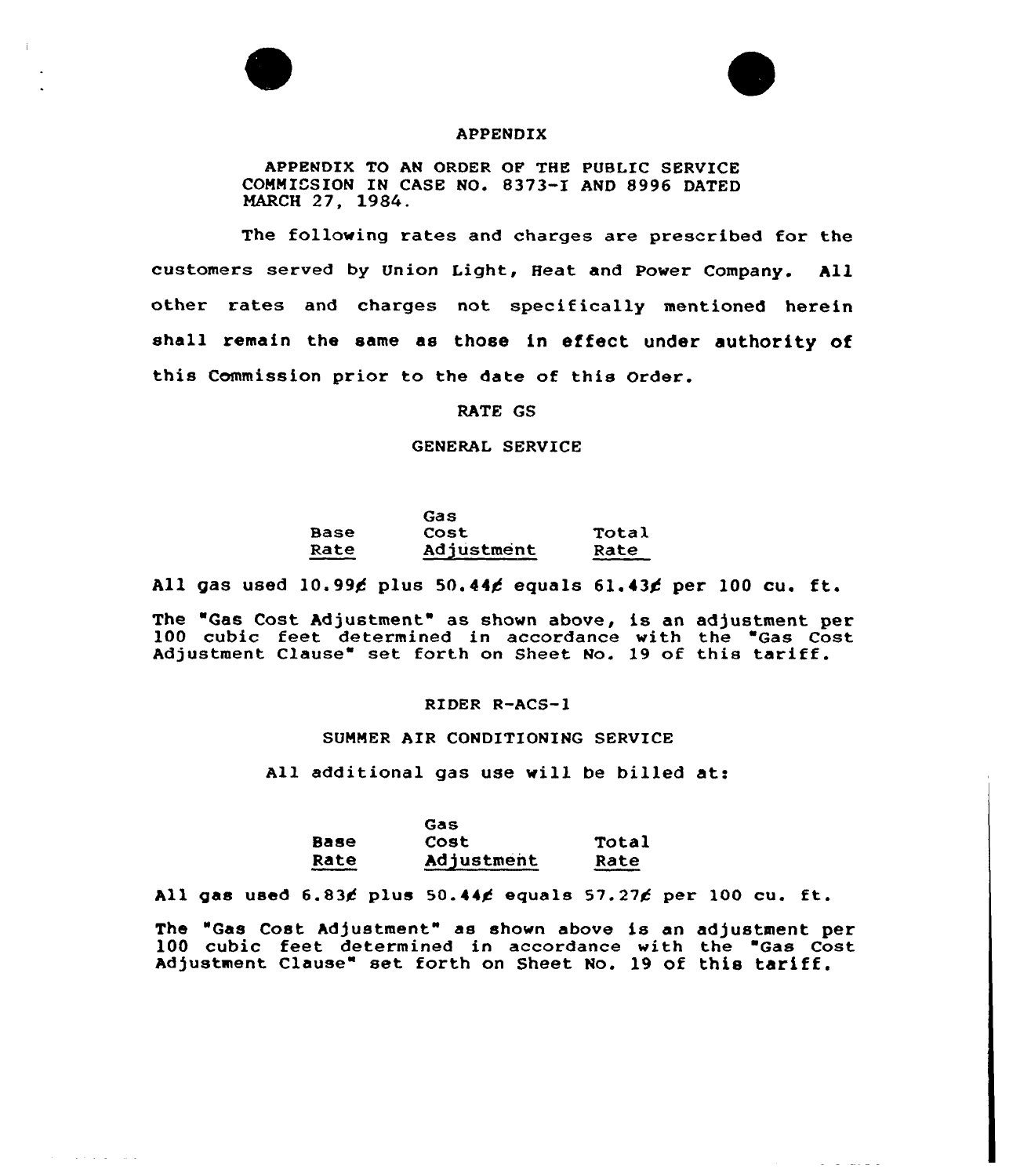# APPENDIX

APPENDIX TO AN ORDER OF THE PUBLIC SERVICE COMMISSION IN CASE NO. 8373-I AND 8996 DATED MARCH 27, 1984.

The following rates and charges are prescribed for the customers served by Union Light, Heat and Power Company. All other rates and charges not specifically mentioned herein shall remain the same as those in effect under authority of this Commission prior to the date of this Order.

## RATE GS

### GENERAL SERVICE

| | Base Rate | | Gas Cost Adjustment | | Total Rate | |
|---|---|---|---|---|---|---|
| All gas used | 10.99¢ | plus | 50.44¢ | equals | 61.43¢ | per 100 cu. ft. |

The "Gas Cost Adjustment" as shown above, is an adjustment per 100 cubic feet determined in accordance with the "Gas Cost Adjustment Clause" set forth on Sheet No. 19 of this tariff.

## RIDER R-ACS-1

### SUMMER AIR CONDITIONING SERVICE

All additional gas use will be billed at:

| | Base Rate | | Gas Cost Adjustment | | Total Rate | |
|---|---|---|---|---|---|---|
| All gas used | 6.83¢ | plus | 50.44¢ | equals | 57.27¢ | per 100 cu. ft. |

The "Gas Cost Adjustment" as shown above is an adjustment per 100 cubic feet determined in accordance with the "Gas Cost Adjustment Clause" set forth on Sheet No. 19 of this tariff.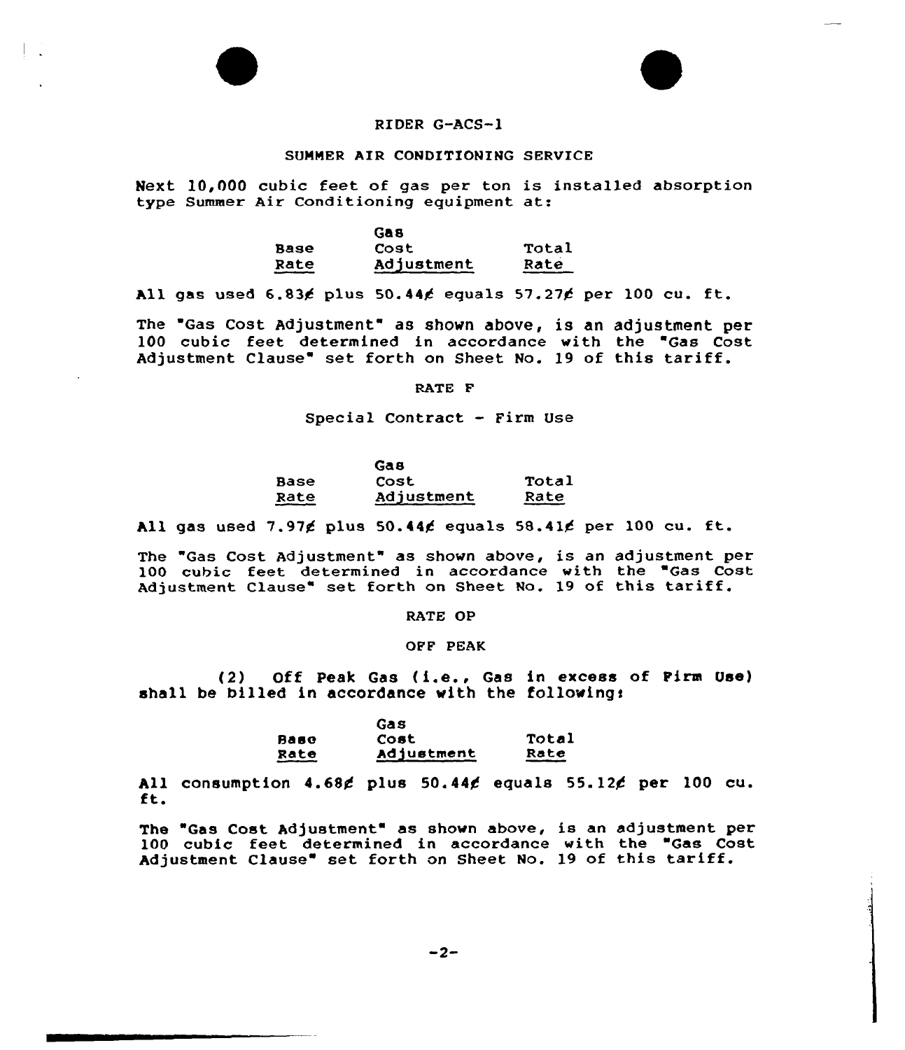RIDER G-ACS-1

SUMMER AIR CONDITIONING SERVICE

Next 10,000 cubic feet of gas per ton is installed absorption type Summer Air Conditioning equipment at:

| | Base Rate | | Gas Cost Adjustment | | Total Rate | |
|---|---|---|---|---|---|---|
| All gas used | 6.83¢ | plus | 50.44¢ | equals | 57.27¢ | per 100 cu. ft. |

The "Gas Cost Adjustment" as shown above, is an adjustment per 100 cubic feet determined in accordance with the "Gas Cost Adjustment Clause" set forth on Sheet No. 19 of this tariff.

RATE F

Special Contract - Firm Use

| | Base Rate | | Gas Cost Adjustment | | Total Rate | |
|---|---|---|---|---|---|---|
| All gas used | 7.97¢ | plus | 50.44¢ | equals | 58.41¢ | per 100 cu. ft. |

The "Gas Cost Adjustment" as shown above, is an adjustment per 100 cubic feet determined in accordance with the "Gas Cost Adjustment Clause" set forth on Sheet No. 19 of this tariff.

RATE OP

OFF PEAK

(2) Off Peak Gas (i.e., Gas in excess of Firm Use) shall be billed in accordance with the following:

| | Base Rate | | Gas Cost Adjustment | | Total Rate | |
|---|---|---|---|---|---|---|
| All consumption | 4.68¢ | plus | 50.44¢ | equals | 55.12¢ | per 100 cu. ft. |

The "Gas Cost Adjustment" as shown above, is an adjustment per 100 cubic feet determined in accordance with the "Gas Cost Adjustment Clause" set forth on Sheet No. 19 of this tariff.